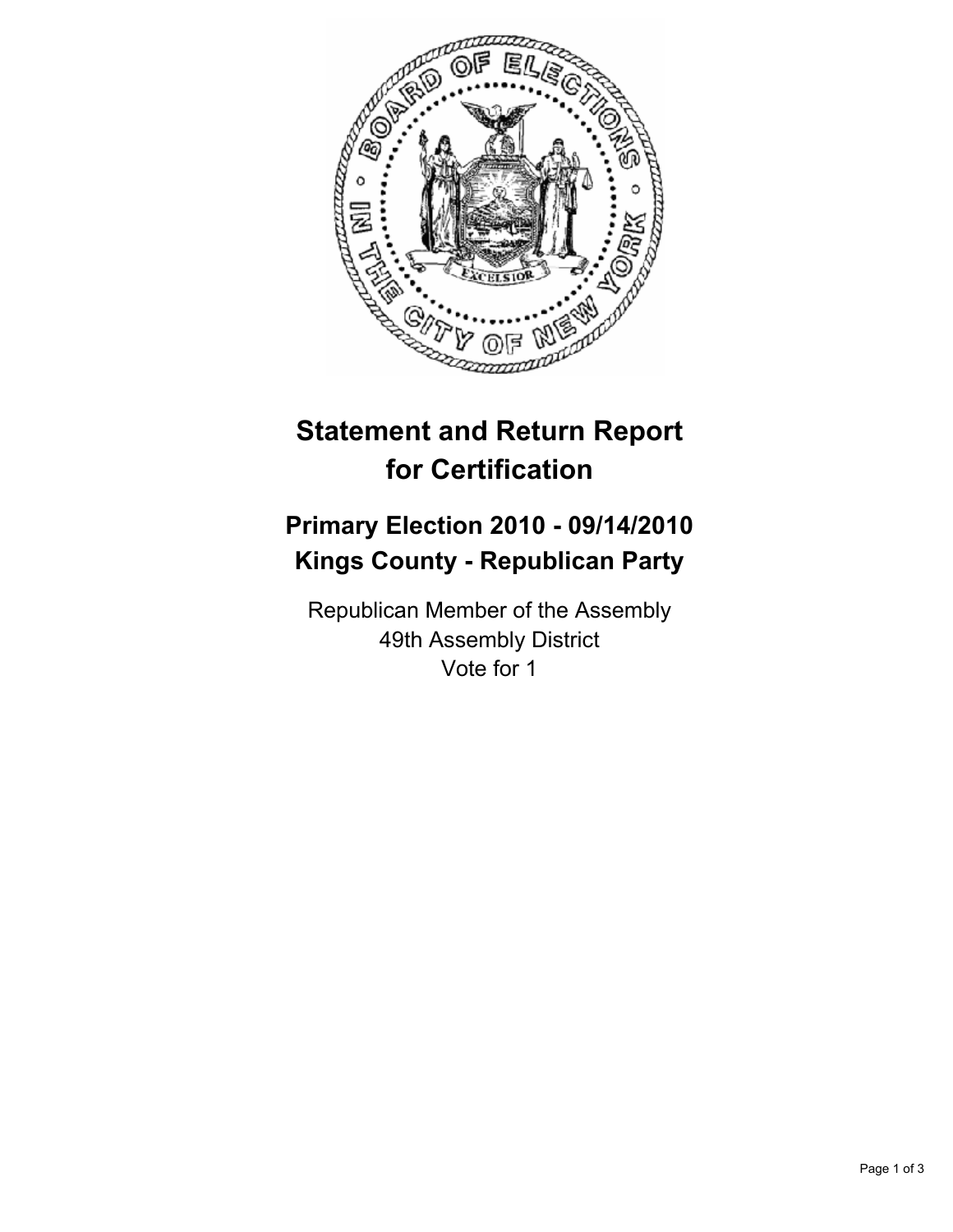# Statement and Return Report for Certification

## Primary Election 2010 - 09/14/2010
## Kings County - Republican Party

Republican Member of the Assembly
49th Assembly District
Vote for 1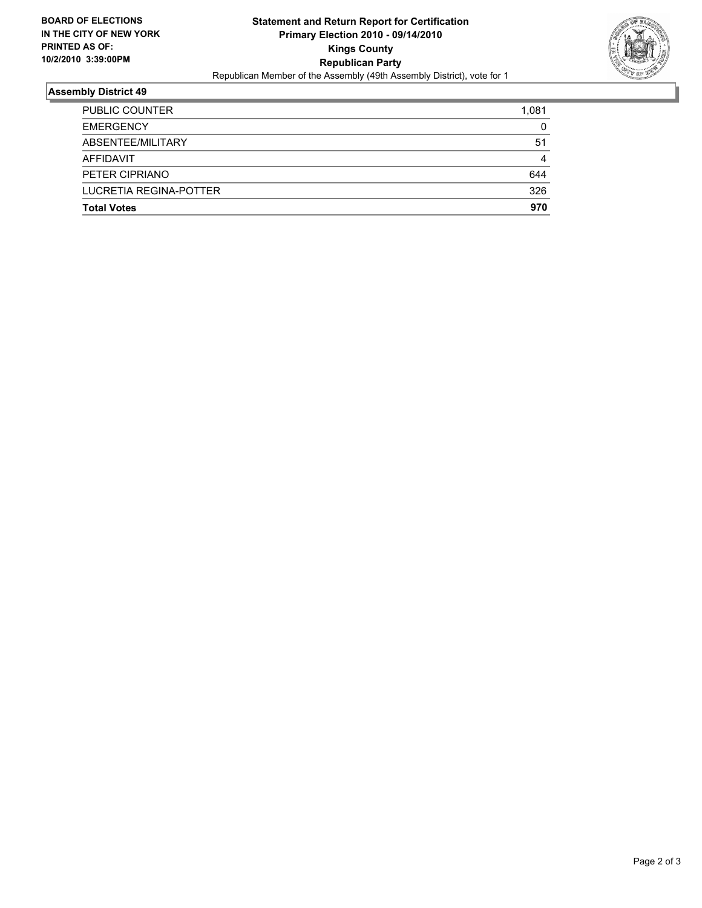**BOARD OF ELECTIONS IN THE CITY OF NEW YORK PRINTED AS OF: 10/2/2010 3:39:00PM**

**Statement and Return Report for Certification**
**Primary Election 2010 - 09/14/2010**
**Kings County**
**Republican Party**
Republican Member of the Assembly (49th Assembly District), vote for 1

## Assembly District 49

| | |
|---|---|
| PUBLIC COUNTER | 1,081 |
| EMERGENCY | 0 |
| ABSENTEE/MILITARY | 51 |
| AFFIDAVIT | 4 |
| PETER CIPRIANO | 644 |
| LUCRETIA REGINA-POTTER | 326 |
| **Total Votes** | **970** |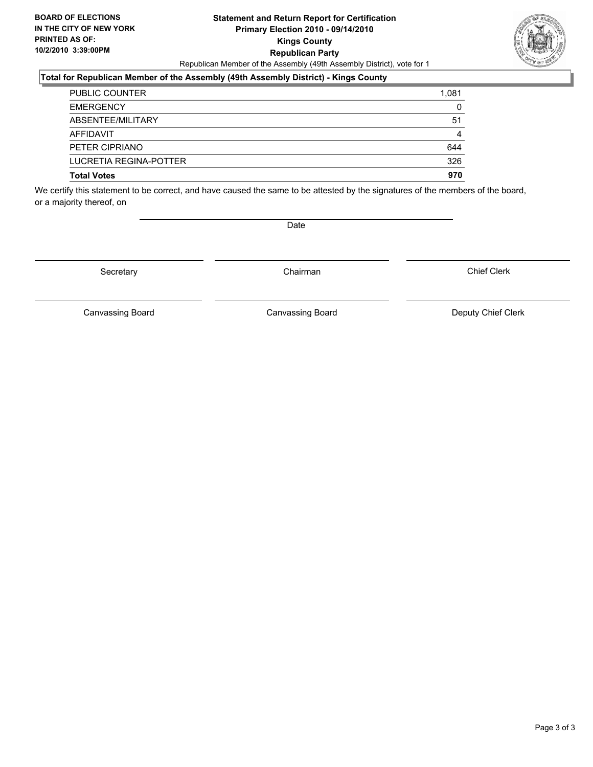**BOARD OF ELECTIONS IN THE CITY OF NEW YORK PRINTED AS OF: 10/2/2010 3:39:00PM**

**Statement and Return Report for Certification**
**Primary Election 2010 - 09/14/2010**
**Kings County**
**Republican Party**
Republican Member of the Assembly (49th Assembly District), vote for 1

**Total for Republican Member of the Assembly (49th Assembly District) - Kings County**

| | |
|---|---|
| PUBLIC COUNTER | 1,081 |
| EMERGENCY | 0 |
| ABSENTEE/MILITARY | 51 |
| AFFIDAVIT | 4 |
| PETER CIPRIANO | 644 |
| LUCRETIA REGINA-POTTER | 326 |
| **Total Votes** | **970** |

We certify this statement to be correct, and have caused the same to be attested by the signatures of the members of the board, or a majority thereof, on

Date

Secretary

Chairman

Chief Clerk

Canvassing Board

Canvassing Board

Deputy Chief Clerk